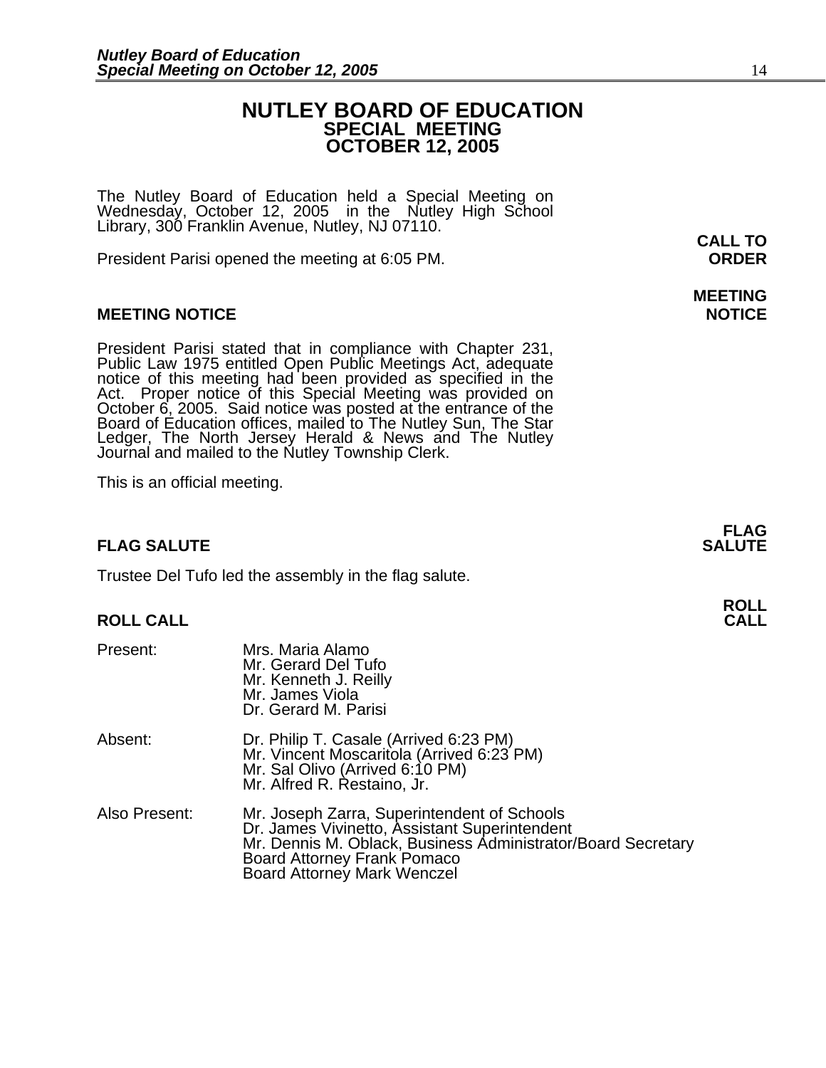# NUTLEY BOARD OF EDUCATION
## SPECIAL MEETING
## OCTOBER 12, 2005

The Nutley Board of Education held a Special Meeting on Wednesday, October 12, 2005 in the Nutley High School Library, 300 Franklin Avenue, Nutley, NJ 07110.

**CALL TO ORDER**

President Parisi opened the meeting at 6:05 PM.

**MEETING NOTICE**

President Parisi stated that in compliance with Chapter 231, Public Law 1975 entitled Open Public Meetings Act, adequate notice of this meeting had been provided as specified in the Act. Proper notice of this Special Meeting was provided on October 6, 2005. Said notice was posted at the entrance of the Board of Education offices, mailed to The Nutley Sun, The Star Ledger, The North Jersey Herald & News and The Nutley Journal and mailed to the Nutley Township Clerk.

This is an official meeting.

**FLAG SALUTE**

Trustee Del Tufo led the assembly in the flag salute.

**ROLL CALL**

Present:
- Mrs. Maria Alamo
- Mr. Gerard Del Tufo
- Mr. Kenneth J. Reilly
- Mr. James Viola
- Dr. Gerard M. Parisi

Absent:
- Dr. Philip T. Casale (Arrived 6:23 PM)
- Mr. Vincent Moscaritola (Arrived 6:23 PM)
- Mr. Sal Olivo (Arrived 6:10 PM)
- Mr. Alfred R. Restaino, Jr.

Also Present:
- Mr. Joseph Zarra, Superintendent of Schools
- Dr. James Vivinetto, Assistant Superintendent
- Mr. Dennis M. Oblack, Business Administrator/Board Secretary
- Board Attorney Frank Pomaco
- Board Attorney Mark Wenczel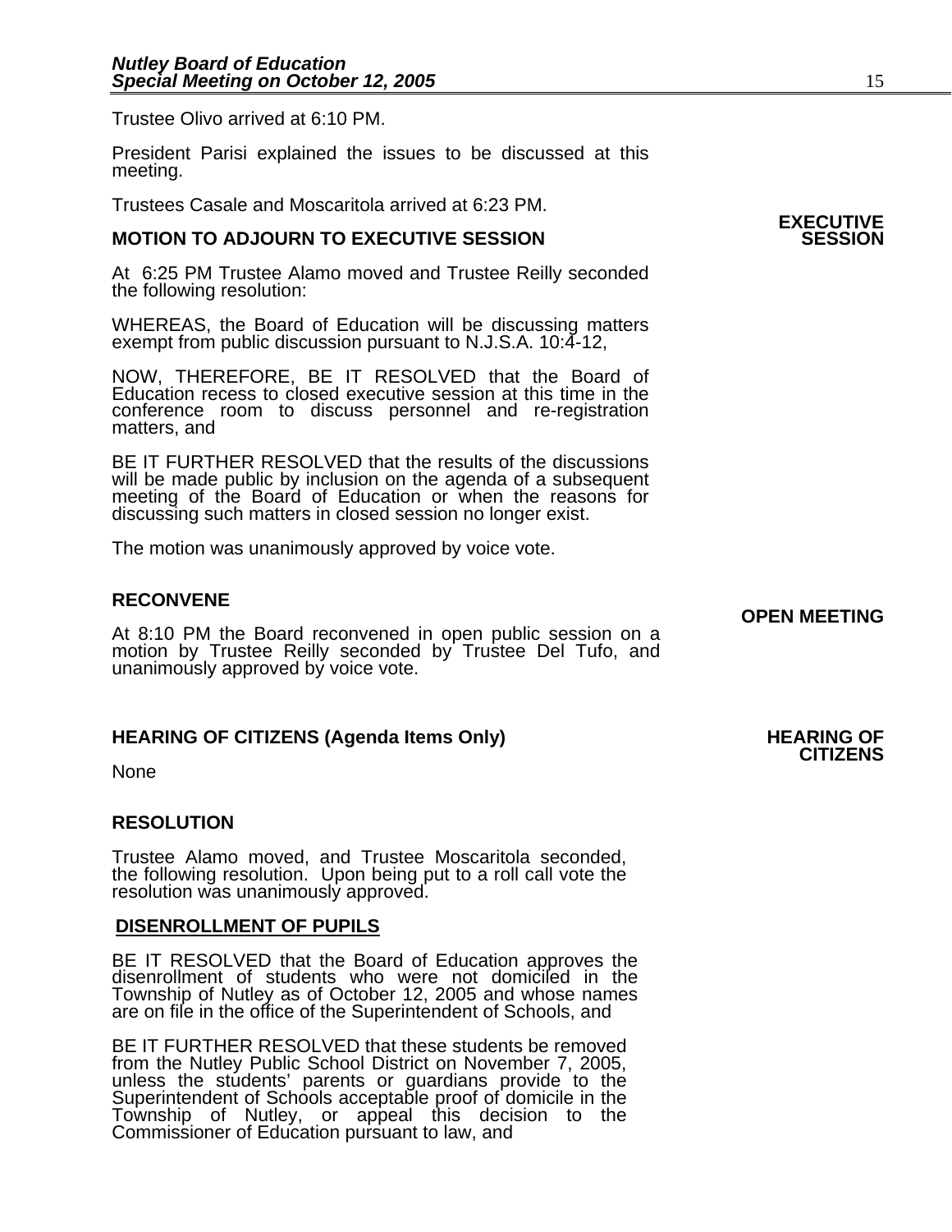Trustee Olivo arrived at 6:10 PM.

President Parisi explained the issues to be discussed at this meeting.

Trustees Casale and Moscaritola arrived at 6:23 PM.

**EXECUTIVE SESSION**

**MOTION TO ADJOURN TO EXECUTIVE SESSION**

At 6:25 PM Trustee Alamo moved and Trustee Reilly seconded the following resolution:

WHEREAS, the Board of Education will be discussing matters exempt from public discussion pursuant to N.J.S.A. 10:4-12,

NOW, THEREFORE, BE IT RESOLVED that the Board of Education recess to closed executive session at this time in the conference room to discuss personnel and re-registration matters, and

BE IT FURTHER RESOLVED that the results of the discussions will be made public by inclusion on the agenda of a subsequent meeting of the Board of Education or when the reasons for discussing such matters in closed session no longer exist.

The motion was unanimously approved by voice vote.

**RECONVENE**

**OPEN MEETING**

At 8:10 PM the Board reconvened in open public session on a motion by Trustee Reilly seconded by Trustee Del Tufo, and unanimously approved by voice vote.

**HEARING OF CITIZENS (Agenda Items Only)**

**HEARING OF CITIZENS**

None

**RESOLUTION**

Trustee Alamo moved, and Trustee Moscaritola seconded, the following resolution. Upon being put to a roll call vote the resolution was unanimously approved.

**DISENROLLMENT OF PUPILS**

BE IT RESOLVED that the Board of Education approves the disenrollment of students who were not domiciled in the Township of Nutley as of October 12, 2005 and whose names are on file in the office of the Superintendent of Schools, and

BE IT FURTHER RESOLVED that these students be removed from the Nutley Public School District on November 7, 2005, unless the students' parents or guardians provide to the Superintendent of Schools acceptable proof of domicile in the Township of Nutley, or appeal this decision to the Commissioner of Education pursuant to law, and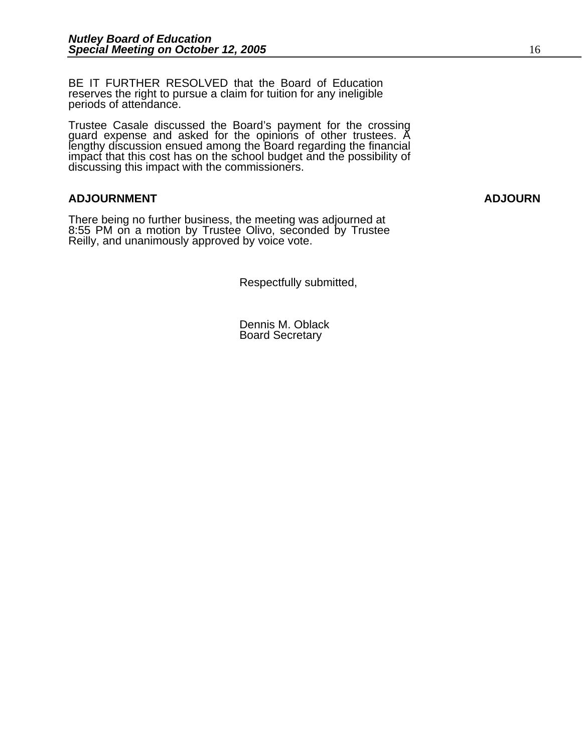BE IT FURTHER RESOLVED that the Board of Education reserves the right to pursue a claim for tuition for any ineligible periods of attendance.

Trustee Casale discussed the Board's payment for the crossing guard expense and asked for the opinions of other trustees. A lengthy discussion ensued among the Board regarding the financial impact that this cost has on the school budget and the possibility of discussing this impact with the commissioners.

**ADJOURNMENT** **ADJOURN**

There being no further business, the meeting was adjourned at 8:55 PM on a motion by Trustee Olivo, seconded by Trustee Reilly, and unanimously approved by voice vote.

Respectfully submitted,

Dennis M. Oblack
Board Secretary